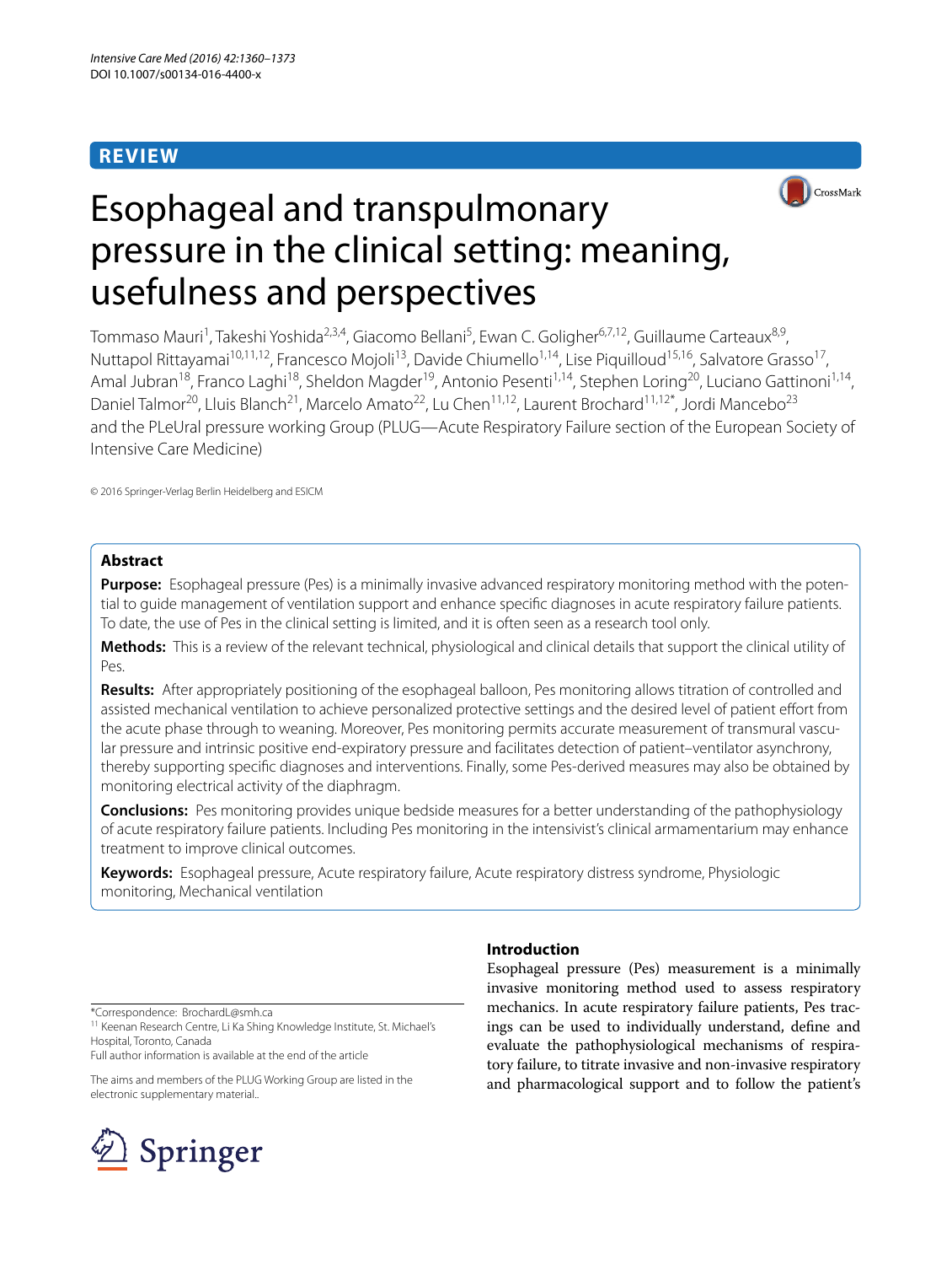**REVIEW**

# Esophageal and transpulmonary pressure in the clinical setting: meaning, usefulness and perspectives

Tommaso Mauri[1], Takeshi Yoshida[2,3,4], Giacomo Bellani[5], Ewan C. Goligher[6,7,12], Guillaume Carteaux[8,9], Nuttapol Rittayamai[10,11,12], Francesco Mojoli[13], Davide Chiumello[1,14], Lise Piquilloud[15,16], Salvatore Grasso[17], Amal Jubran[18], Franco Laghi[18], Sheldon Magder[19], Antonio Pesenti[1,14], Stephen Loring[20], Luciano Gattinoni[1,14], Daniel Talmor[20], Lluis Blanch[21], Marcelo Amato[22], Lu Chen[11,12], Laurent Brochard[11,12*], Jordi Mancebo[23] and the PLeUral pressure working Group (PLUG—Acute Respiratory Failure section of the European Society of Intensive Care Medicine)

© 2016 Springer-Verlag Berlin Heidelberg and ESICM

## Abstract

**Purpose:** Esophageal pressure (Pes) is a minimally invasive advanced respiratory monitoring method with the potential to guide management of ventilation support and enhance specific diagnoses in acute respiratory failure patients. To date, the use of Pes in the clinical setting is limited, and it is often seen as a research tool only.

**Methods:** This is a review of the relevant technical, physiological and clinical details that support the clinical utility of Pes.

**Results:** After appropriately positioning of the esophageal balloon, Pes monitoring allows titration of controlled and assisted mechanical ventilation to achieve personalized protective settings and the desired level of patient effort from the acute phase through to weaning. Moreover, Pes monitoring permits accurate measurement of transmural vascular pressure and intrinsic positive end-expiratory pressure and facilitates detection of patient–ventilator asynchrony, thereby supporting specific diagnoses and interventions. Finally, some Pes-derived measures may also be obtained by monitoring electrical activity of the diaphragm.

**Conclusions:** Pes monitoring provides unique bedside measures for a better understanding of the pathophysiology of acute respiratory failure patients. Including Pes monitoring in the intensivist's clinical armamentarium may enhance treatment to improve clinical outcomes.

**Keywords:** Esophageal pressure, Acute respiratory failure, Acute respiratory distress syndrome, Physiologic monitoring, Mechanical ventilation

*Correspondence: BrochardL@smh.ca
[11] Keenan Research Centre, Li Ka Shing Knowledge Institute, St. Michael's Hospital, Toronto, Canada
Full author information is available at the end of the article

The aims and members of the PLUG Working Group are listed in the electronic supplementary material..

## Introduction

Esophageal pressure (Pes) measurement is a minimally invasive monitoring method used to assess respiratory mechanics. In acute respiratory failure patients, Pes tracings can be used to individually understand, define and evaluate the pathophysiological mechanisms of respiratory failure, to titrate invasive and non-invasive respiratory and pharmacological support and to follow the patient's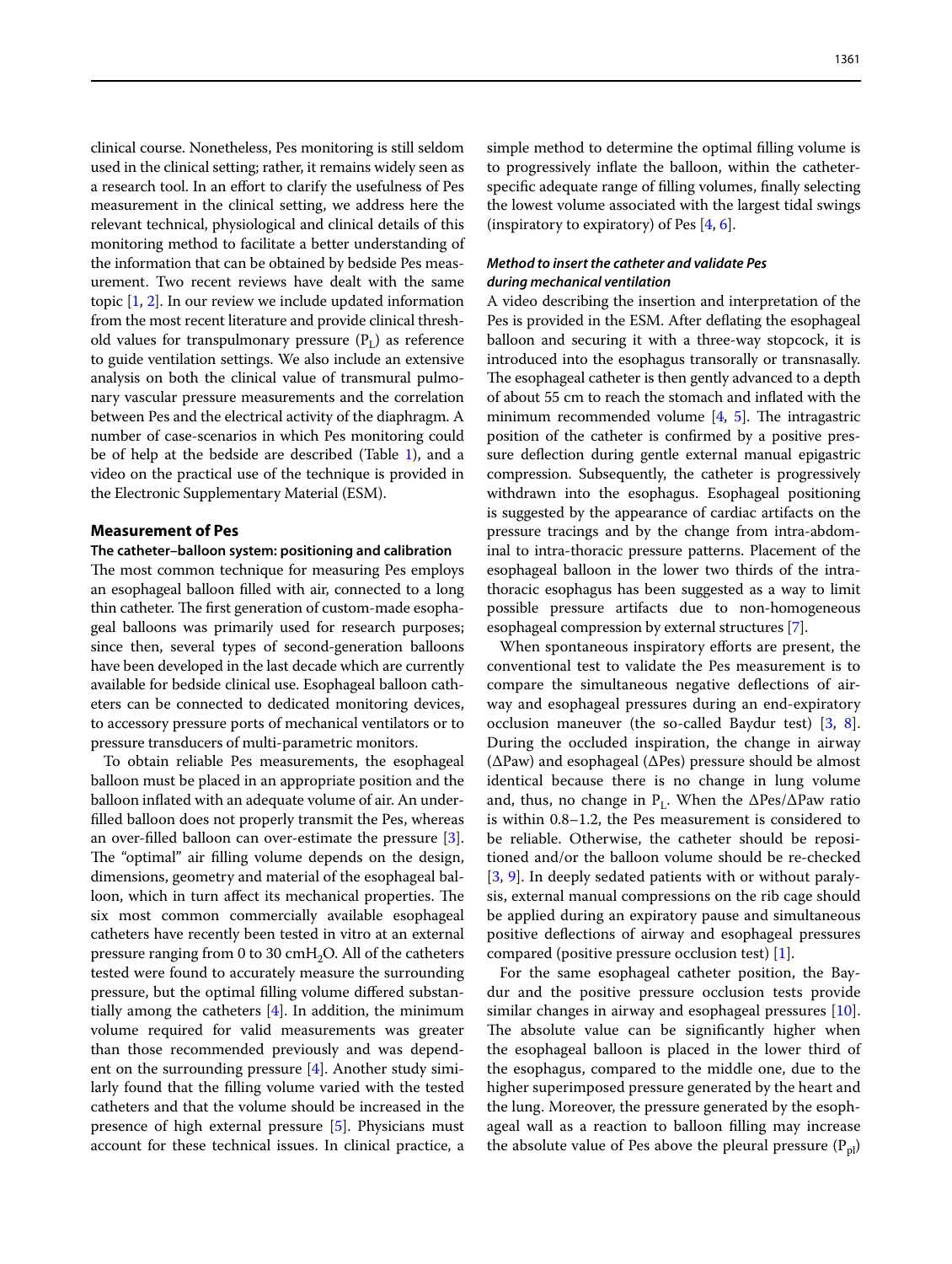clinical course. Nonetheless, Pes monitoring is still seldom used in the clinical setting; rather, it remains widely seen as a research tool. In an effort to clarify the usefulness of Pes measurement in the clinical setting, we address here the relevant technical, physiological and clinical details of this monitoring method to facilitate a better understanding of the information that can be obtained by bedside Pes measurement. Two recent reviews have dealt with the same topic [1, 2]. In our review we include updated information from the most recent literature and provide clinical threshold values for transpulmonary pressure ($P_L$) as reference to guide ventilation settings. We also include an extensive analysis on both the clinical value of transmural pulmonary vascular pressure measurements and the correlation between Pes and the electrical activity of the diaphragm. A number of case-scenarios in which Pes monitoring could be of help at the bedside are described (Table 1), and a video on the practical use of the technique is provided in the Electronic Supplementary Material (ESM).

## Measurement of Pes

### The catheter–balloon system: positioning and calibration

The most common technique for measuring Pes employs an esophageal balloon filled with air, connected to a long thin catheter. The first generation of custom-made esophageal balloons was primarily used for research purposes; since then, several types of second-generation balloons have been developed in the last decade which are currently available for bedside clinical use. Esophageal balloon catheters can be connected to dedicated monitoring devices, to accessory pressure ports of mechanical ventilators or to pressure transducers of multi-parametric monitors.

To obtain reliable Pes measurements, the esophageal balloon must be placed in an appropriate position and the balloon inflated with an adequate volume of air. An underfilled balloon does not properly transmit the Pes, whereas an over-filled balloon can over-estimate the pressure [3]. The "optimal" air filling volume depends on the design, dimensions, geometry and material of the esophageal balloon, which in turn affect its mechanical properties. The six most common commercially available esophageal catheters have recently been tested in vitro at an external pressure ranging from 0 to 30 $cmH_2O$. All of the catheters tested were found to accurately measure the surrounding pressure, but the optimal filling volume differed substantially among the catheters [4]. In addition, the minimum volume required for valid measurements was greater than those recommended previously and was dependent on the surrounding pressure [4]. Another study similarly found that the filling volume varied with the tested catheters and that the volume should be increased in the presence of high external pressure [5]. Physicians must account for these technical issues. In clinical practice, a simple method to determine the optimal filling volume is to progressively inflate the balloon, within the catheter-specific adequate range of filling volumes, finally selecting the lowest volume associated with the largest tidal swings (inspiratory to expiratory) of Pes [4, 6].

### *Method to insert the catheter and validate Pes during mechanical ventilation*

A video describing the insertion and interpretation of the Pes is provided in the ESM. After deflating the esophageal balloon and securing it with a three-way stopcock, it is introduced into the esophagus transorally or transnasally. The esophageal catheter is then gently advanced to a depth of about 55 cm to reach the stomach and inflated with the minimum recommended volume [4, 5]. The intragastric position of the catheter is confirmed by a positive pressure deflection during gentle external manual epigastric compression. Subsequently, the catheter is progressively withdrawn into the esophagus. Esophageal positioning is suggested by the appearance of cardiac artifacts on the pressure tracings and by the change from intra-abdominal to intra-thoracic pressure patterns. Placement of the esophageal balloon in the lower two thirds of the intrathoracic esophagus has been suggested as a way to limit possible pressure artifacts due to non-homogeneous esophageal compression by external structures [7].

When spontaneous inspiratory efforts are present, the conventional test to validate the Pes measurement is to compare the simultaneous negative deflections of airway and esophageal pressures during an end-expiratory occlusion maneuver (the so-called Baydur test) [3, 8]. During the occluded inspiration, the change in airway ($\Delta Paw$) and esophageal ($\Delta Pes$) pressure should be almost identical because there is no change in lung volume and, thus, no change in $P_L$. When the $\Delta Pes/\Delta Paw$ ratio is within 0.8–1.2, the Pes measurement is considered to be reliable. Otherwise, the catheter should be repositioned and/or the balloon volume should be re-checked [3, 9]. In deeply sedated patients with or without paralysis, external manual compressions on the rib cage should be applied during an expiratory pause and simultaneous positive deflections of airway and esophageal pressures compared (positive pressure occlusion test) [1].

For the same esophageal catheter position, the Baydur and the positive pressure occlusion tests provide similar changes in airway and esophageal pressures [10]. The absolute value can be significantly higher when the esophageal balloon is placed in the lower third of the esophagus, compared to the middle one, due to the higher superimposed pressure generated by the heart and the lung. Moreover, the pressure generated by the esophageal wall as a reaction to balloon filling may increase the absolute value of Pes above the pleural pressure ($P_{pl}$)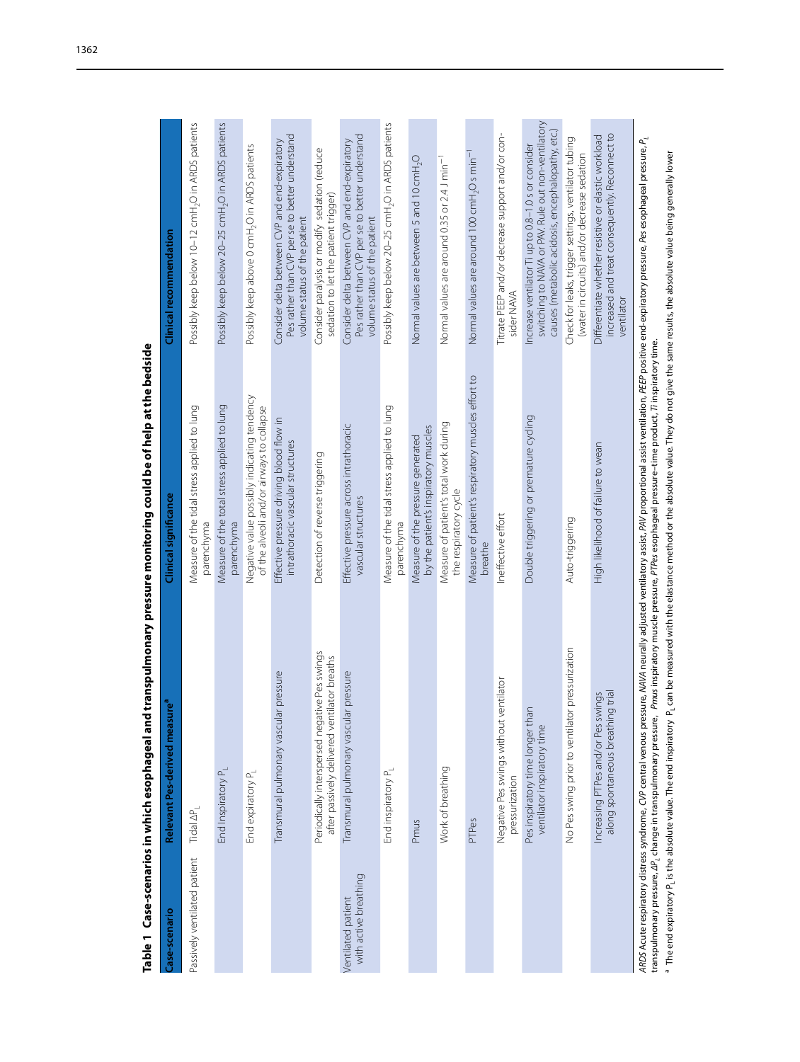**Table 1 Case-scenarios in which esophageal and transpulmonary pressure monitoring could be of help at the bedside**

| Case-scenario | Relevant Pes-derived measure[a] | Clinical significance | Clinical recommendation |
|---|---|---|---|
| Passively ventilated patient | Tidal $\Delta P_L$ | Measure of the tidal stress applied to lung parenchyma | Possibly keep below 10–12 $cmH_2O$ in ARDS patients |
| | End inspiratory $P_L$ | Measure of the total stress applied to lung parenchyma | Possibly keep below 20–25 $cmH_2O$ in ARDS patients |
| | End expiratory $P_L$ | Negative value possibly indicating tendency of the alveoli and/or airways to collapse | Possibly keep above 0 $cmH_2O$ in ARDS patients |
| | Transmural pulmonary vascular pressure | Effective pressure driving blood flow in intrathoracic vascular structures | Consider delta between CVP and end-expiratory Pes rather than CVP per se to better understand volume status of the patient |
| | Periodically interspersed negative Pes swings after passively delivered ventilator breaths | Detection of reverse triggering | Consider paralysis or modify sedation (reduce sedation to let the patient trigger) |
| Ventilated patient with active breathing | Transmural pulmonary vascular pressure | Effective pressure across intrathoracic vascular structures | Consider delta between CVP and end-expiratory Pes rather than CVP per se to better understand volume status of the patient |
| | End inspiratory $P_L$ | Measure of the tidal stress applied to lung parenchyma | Possibly keep below 20–25 $cmH_2O$ in ARDS patients |
| | Pmus | Measure of the pressure generated by the patient's inspiratory muscles | Normal values are between 5 and 10 $cmH_2O$ |
| | Work of breathing | Measure of patient's total work during the respiratory cycle | Normal values are around 0.35 or 2.4 J $min^{-1}$ |
| | PTPes | Measure of patient's respiratory muscles effort to breathe | Normal values are around 100 $cmH_2O$ s $min^{-1}$ |
| | Negative Pes swings without ventilator pressurization | Ineffective effort | Titrate PEEP and/or decrease support and/or consider NAVA |
| | Pes inspiratory time longer than ventilator inspiratory time | Double triggering or premature cycling | Increase ventilator Ti up to 0.8–1.0 s or consider switching to NAVA or PAV. Rule out non-ventilatory causes (metabolic acidosis, encephalopathy, etc.) |
| | No Pes swing prior to ventilator pressurization | Auto-triggering | Check for leaks, trigger settings, ventilator tubing (water in circuits) and/or decrease sedation |
| | Increasing PTPes and/or Pes swings along spontaneous breathing trial | High likelihood of failure to wean | Differentiate whether resistive or elastic workload increased and treat consequently. Reconnect to ventilator |

*ARDS* Acute respiratory distress syndrome, *CVP* central venous pressure, *NAVA* neurally adjusted ventilatory assist, *PAV* proportional assist ventilation, *PEEP* positive end-expiratory pressure, *Pes* esophageal pressure, $P_L$ transpulmonary pressure, $\Delta P_L$ change in transpulmonary pressure, *Pmus* inspiratory muscle pressure, *PTPes* esophageal pressure–time product, *Ti* inspiratory time.

[a] The end expiratory $P_L$ is the absolute value. The end inspiratory $P_L$ can be measured with the elastance method or the absolute value. They do not give the same results, the absolute value being generally lower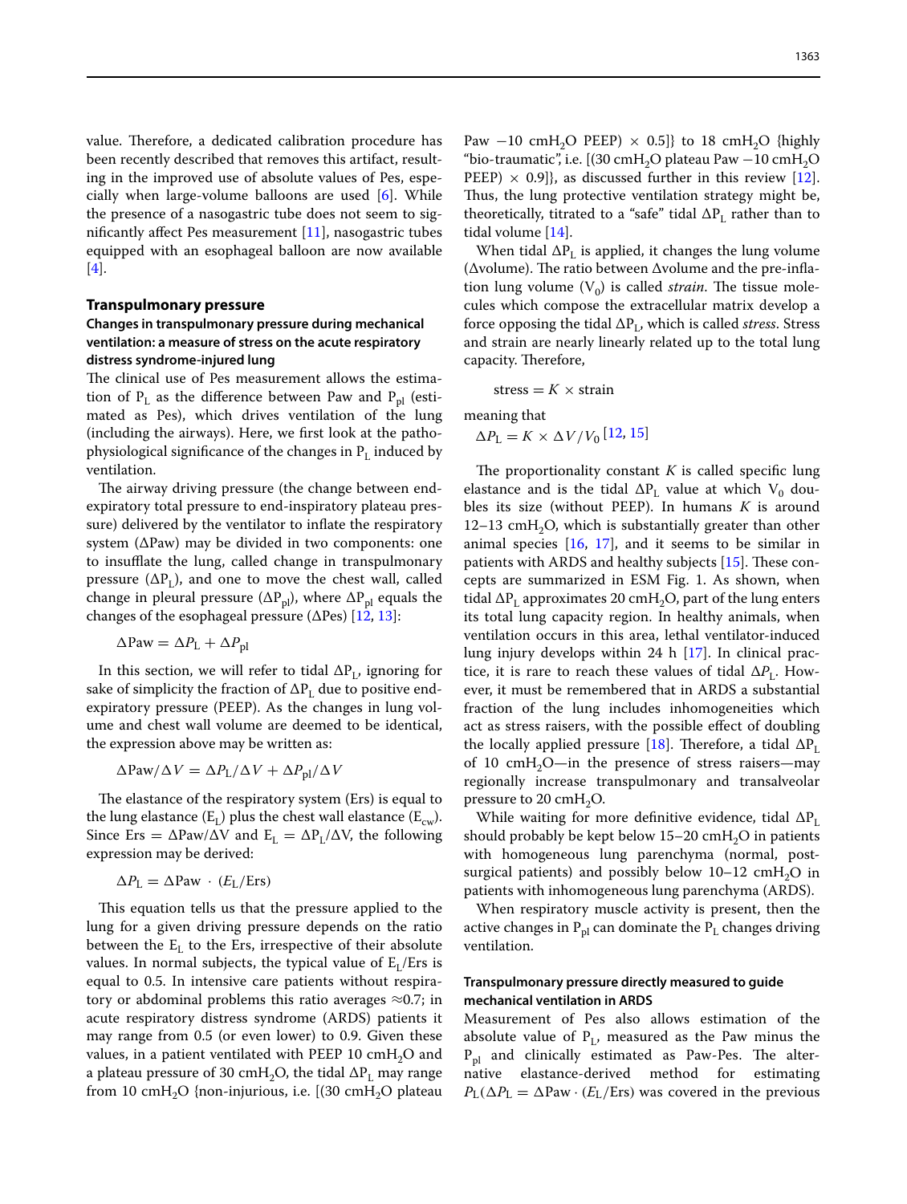value. Therefore, a dedicated calibration procedure has been recently described that removes this artifact, resulting in the improved use of absolute values of Pes, especially when large-volume balloons are used [6]. While the presence of a nasogastric tube does not seem to significantly affect Pes measurement [11], nasogastric tubes equipped with an esophageal balloon are now available [4].

## Transpulmonary pressure

### Changes in transpulmonary pressure during mechanical ventilation: a measure of stress on the acute respiratory distress syndrome-injured lung

The clinical use of Pes measurement allows the estimation of $P_L$ as the difference between Paw and $P_{pl}$ (estimated as Pes), which drives ventilation of the lung (including the airways). Here, we first look at the pathophysiological significance of the changes in $P_L$ induced by ventilation.

The airway driving pressure (the change between end-expiratory total pressure to end-inspiratory plateau pressure) delivered by the ventilator to inflate the respiratory system (ΔPaw) may be divided in two components: one to insufflate the lung, called change in transpulmonary pressure ($\Delta P_L$), and one to move the chest wall, called change in pleural pressure ($\Delta P_{pl}$), where $\Delta P_{pl}$ equals the changes of the esophageal pressure (ΔPes) [12, 13]:

$$\Delta \text{Paw} = \Delta P_{\text{L}} + \Delta P_{\text{pl}}$$

In this section, we will refer to tidal $\Delta P_L$, ignoring for sake of simplicity the fraction of $\Delta P_L$ due to positive end-expiratory pressure (PEEP). As the changes in lung volume and chest wall volume are deemed to be identical, the expression above may be written as:

$$\Delta \text{Paw}/\Delta V = \Delta P_{\text{L}}/\Delta V + \Delta P_{\text{pl}}/\Delta V$$

The elastance of the respiratory system (Ers) is equal to the lung elastance ($E_L$) plus the chest wall elastance ($E_{cw}$). Since $\text{Ers} = \Delta\text{Paw}/\Delta V$ and $E_L = \Delta P_L/\Delta V$, the following expression may be derived:

$$\Delta P_{\text{L}} = \Delta \text{Paw} \cdot (E_{\text{L}}/\text{Ers})$$

This equation tells us that the pressure applied to the lung for a given driving pressure depends on the ratio between the $E_L$ to the Ers, irrespective of their absolute values. In normal subjects, the typical value of $E_L$/Ers is equal to 0.5. In intensive care patients without respiratory or abdominal problems this ratio averages ≈0.7; in acute respiratory distress syndrome (ARDS) patients it may range from 0.5 (or even lower) to 0.9. Given these values, in a patient ventilated with PEEP 10 $cmH_2O$ and a plateau pressure of 30 $cmH_2O$, the tidal $\Delta P_L$ may range from 10 $cmH_2O$ {non-injurious, i.e. [(30 $cmH_2O$ plateau Paw −10 $cmH_2O$ PEEP) × 0.5]} to 18 $cmH_2O$ {highly "bio-traumatic", i.e. [(30 $cmH_2O$ plateau Paw −10 $cmH_2O$ PEEP) × 0.9]}, as discussed further in this review [12]. Thus, the lung protective ventilation strategy might be, theoretically, titrated to a "safe" tidal $\Delta P_L$ rather than to tidal volume [14].

When tidal $\Delta P_L$ is applied, it changes the lung volume (Δvolume). The ratio between Δvolume and the pre-inflation lung volume ($V_0$) is called *strain*. The tissue molecules which compose the extracellular matrix develop a force opposing the tidal $\Delta P_L$, which is called *stress*. Stress and strain are nearly linearly related up to the total lung capacity. Therefore,

$$\text{stress} = K \times \text{strain}$$

meaning that

$$\Delta P_{\text{L}} = K \times \Delta V/V_0$$ [12, 15]

The proportionality constant $K$ is called specific lung elastance and is the tidal $\Delta P_L$ value at which $V_0$ doubles its size (without PEEP). In humans $K$ is around 12–13 $cmH_2O$, which is substantially greater than other animal species [16, 17], and it seems to be similar in patients with ARDS and healthy subjects [15]. These concepts are summarized in ESM Fig. 1. As shown, when tidal $\Delta P_L$ approximates 20 $cmH_2O$, part of the lung enters its total lung capacity region. In healthy animals, when ventilation occurs in this area, lethal ventilator-induced lung injury develops within 24 h [17]. In clinical practice, it is rare to reach these values of tidal $\Delta P_L$. However, it must be remembered that in ARDS a substantial fraction of the lung includes inhomogeneities which act as stress raisers, with the possible effect of doubling the locally applied pressure [18]. Therefore, a tidal $\Delta P_L$ of 10 $cmH_2O$—in the presence of stress raisers—may regionally increase transpulmonary and transalveolar pressure to 20 $cmH_2O$.

While waiting for more definitive evidence, tidal $\Delta P_L$ should probably be kept below 15–20 $cmH_2O$ in patients with homogeneous lung parenchyma (normal, post-surgical patients) and possibly below 10–12 $cmH_2O$ in patients with inhomogeneous lung parenchyma (ARDS).

When respiratory muscle activity is present, then the active changes in $P_{pl}$ can dominate the $P_L$ changes driving ventilation.

### Transpulmonary pressure directly measured to guide mechanical ventilation in ARDS

Measurement of Pes also allows estimation of the absolute value of $P_L$, measured as the Paw minus the $P_{pl}$ and clinically estimated as Paw-Pes. The alternative elastance-derived method for estimating $P_L(\Delta P_L = \Delta \text{Paw} \cdot (E_L/\text{Ers})$ was covered in the previous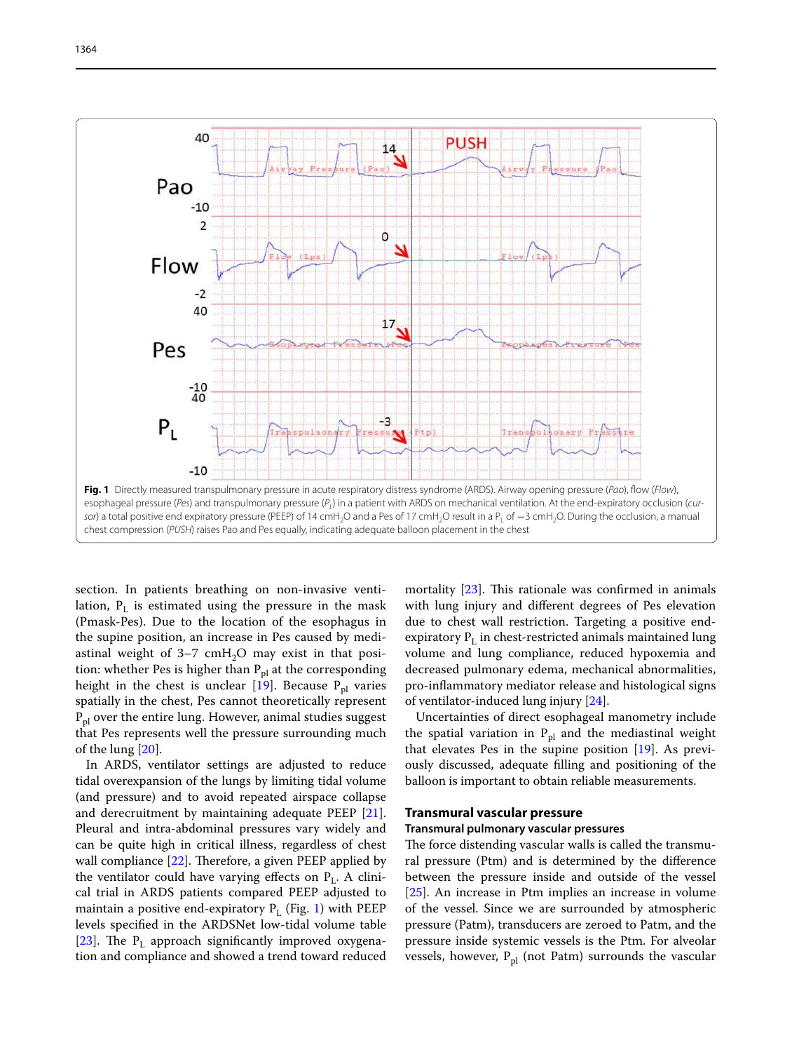**Fig. 1** Directly measured transpulmonary pressure in acute respiratory distress syndrome (ARDS). Airway opening pressure (*Pao*), flow (*Flow*), esophageal pressure (*Pes*) and transpulmonary pressure ($P_L$) in a patient with ARDS on mechanical ventilation. At the end-expiratory occlusion (*cursor*) a total positive end expiratory pressure (PEEP) of 14 $cmH_2O$ and a Pes of 17 $cmH_2O$ result in a $P_L$ of −3 $cmH_2O$. During the occlusion, a manual chest compression (*PUSH*) raises Pao and Pes equally, indicating adequate balloon placement in the chest

section. In patients breathing on non-invasive ventilation, $P_L$ is estimated using the pressure in the mask (Pmask-Pes). Due to the location of the esophagus in the supine position, an increase in Pes caused by mediastinal weight of 3–7 $cmH_2O$ may exist in that position: whether Pes is higher than $P_{pl}$ at the corresponding height in the chest is unclear [19]. Because $P_{pl}$ varies spatially in the chest, Pes cannot theoretically represent $P_{pl}$ over the entire lung. However, animal studies suggest that Pes represents well the pressure surrounding much of the lung [20].

In ARDS, ventilator settings are adjusted to reduce tidal overexpansion of the lungs by limiting tidal volume (and pressure) and to avoid repeated airspace collapse and derecruitment by maintaining adequate PEEP [21]. Pleural and intra-abdominal pressures vary widely and can be quite high in critical illness, regardless of chest wall compliance [22]. Therefore, a given PEEP applied by the ventilator could have varying effects on $P_L$. A clinical trial in ARDS patients compared PEEP adjusted to maintain a positive end-expiratory $P_L$ (Fig. 1) with PEEP levels specified in the ARDSNet low-tidal volume table [23]. The $P_L$ approach significantly improved oxygenation and compliance and showed a trend toward reduced mortality [23]. This rationale was confirmed in animals with lung injury and different degrees of Pes elevation due to chest wall restriction. Targeting a positive end-expiratory $P_L$ in chest-restricted animals maintained lung volume and lung compliance, reduced hypoxemia and decreased pulmonary edema, mechanical abnormalities, pro-inflammatory mediator release and histological signs of ventilator-induced lung injury [24].

Uncertainties of direct esophageal manometry include the spatial variation in $P_{pl}$ and the mediastinal weight that elevates Pes in the supine position [19]. As previously discussed, adequate filling and positioning of the balloon is important to obtain reliable measurements.

## Transmural vascular pressure

### Transmural pulmonary vascular pressures

The force distending vascular walls is called the transmural pressure (Ptm) and is determined by the difference between the pressure inside and outside of the vessel [25]. An increase in Ptm implies an increase in volume of the vessel. Since we are surrounded by atmospheric pressure (Patm), transducers are zeroed to Patm, and the pressure inside systemic vessels is the Ptm. For alveolar vessels, however, $P_{pl}$ (not Patm) surrounds the vascular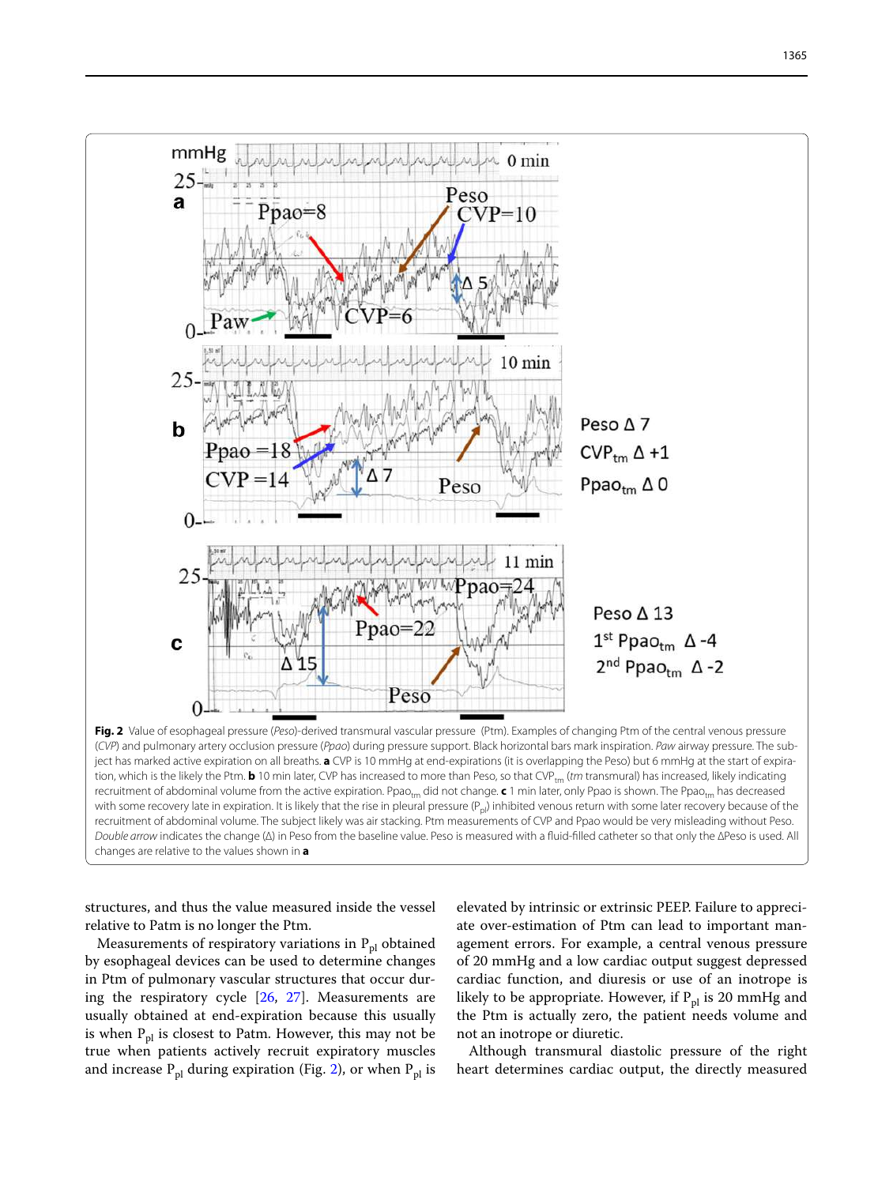**Fig. 2** Value of esophageal pressure (*Peso*)-derived transmural vascular pressure (Ptm). Examples of changing Ptm of the central venous pressure (*CVP*) and pulmonary artery occlusion pressure (*Ppao*) during pressure support. Black horizontal bars mark inspiration. *Paw* airway pressure. The subject has marked active expiration on all breaths. **a** CVP is 10 mmHg at end-expirations (it is overlapping the Peso) but 6 mmHg at the start of expiration, which is the likely the Ptm. **b** 10 min later, CVP has increased to more than Peso, so that $CVP_{tm}$ (*tm* transmural) has increased, likely indicating recruitment of abdominal volume from the active expiration. $Ppao_{tm}$ did not change. **c** 1 min later, only Ppao is shown. The $Ppao_{tm}$ has decreased with some recovery late in expiration. It is likely that the rise in pleural pressure ($P_{pl}$) inhibited venous return with some later recovery because of the recruitment of abdominal volume. The subject likely was air stacking. Ptm measurements of CVP and Ppao would be very misleading without Peso. *Double arrow* indicates the change (Δ) in Peso from the baseline value. Peso is measured with a fluid-filled catheter so that only the ΔPeso is used. All changes are relative to the values shown in **a**

structures, and thus the value measured inside the vessel relative to Patm is no longer the Ptm.

Measurements of respiratory variations in $P_{pl}$ obtained by esophageal devices can be used to determine changes in Ptm of pulmonary vascular structures that occur during the respiratory cycle [26, 27]. Measurements are usually obtained at end-expiration because this usually is when $P_{pl}$ is closest to Patm. However, this may not be true when patients actively recruit expiratory muscles and increase $P_{pl}$ during expiration (Fig. 2), or when $P_{pl}$ is elevated by intrinsic or extrinsic PEEP. Failure to appreciate over-estimation of Ptm can lead to important management errors. For example, a central venous pressure of 20 mmHg and a low cardiac output suggest depressed cardiac function, and diuresis or use of an inotrope is likely to be appropriate. However, if $P_{pl}$ is 20 mmHg and the Ptm is actually zero, the patient needs volume and not an inotrope or diuretic.

Although transmural diastolic pressure of the right heart determines cardiac output, the directly measured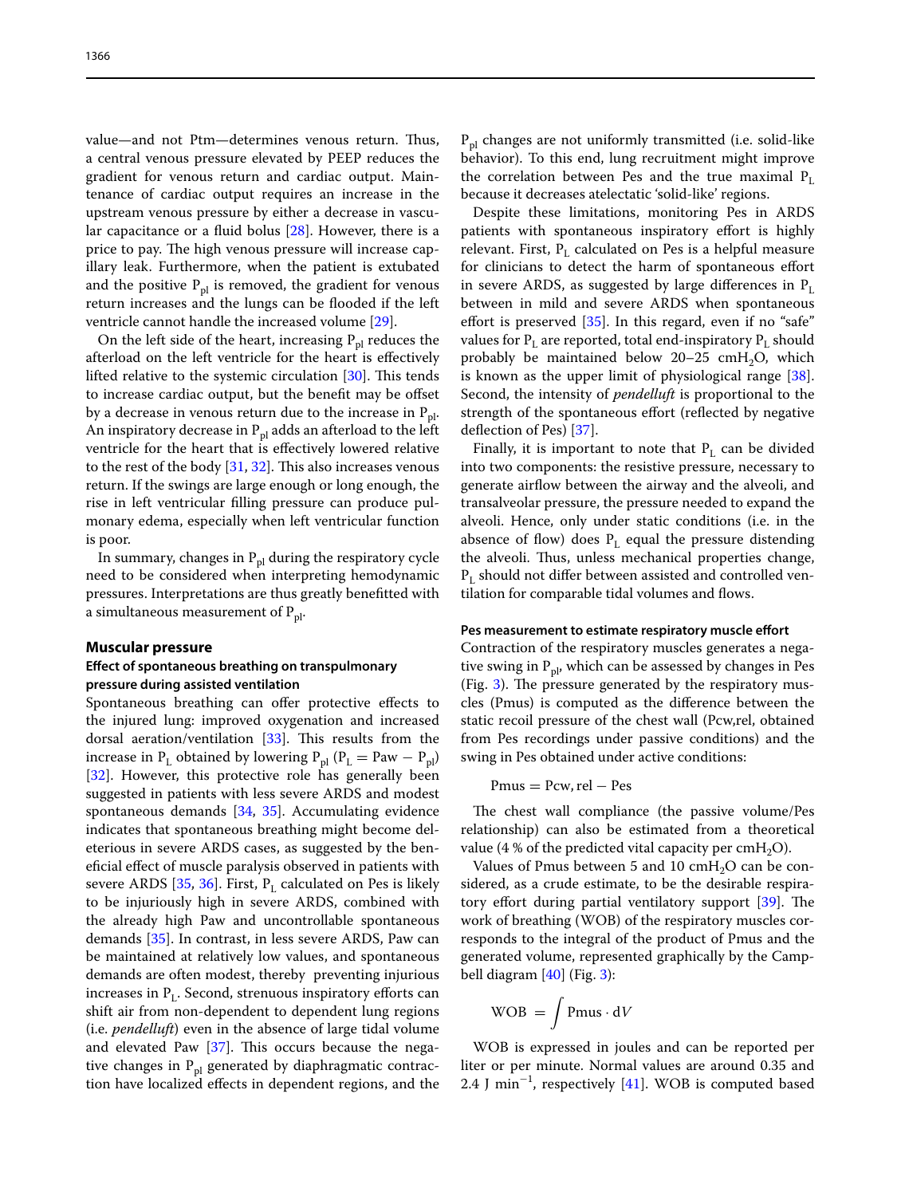value—and not Ptm—determines venous return. Thus, a central venous pressure elevated by PEEP reduces the gradient for venous return and cardiac output. Maintenance of cardiac output requires an increase in the upstream venous pressure by either a decrease in vascular capacitance or a fluid bolus [28]. However, there is a price to pay. The high venous pressure will increase capillary leak. Furthermore, when the patient is extubated and the positive $P_{pl}$ is removed, the gradient for venous return increases and the lungs can be flooded if the left ventricle cannot handle the increased volume [29].

On the left side of the heart, increasing $P_{pl}$ reduces the afterload on the left ventricle for the heart is effectively lifted relative to the systemic circulation [30]. This tends to increase cardiac output, but the benefit may be offset by a decrease in venous return due to the increase in $P_{pl}$. An inspiratory decrease in $P_{pl}$ adds an afterload to the left ventricle for the heart that is effectively lowered relative to the rest of the body [31, 32]. This also increases venous return. If the swings are large enough or long enough, the rise in left ventricular filling pressure can produce pulmonary edema, especially when left ventricular function is poor.

In summary, changes in $P_{pl}$ during the respiratory cycle need to be considered when interpreting hemodynamic pressures. Interpretations are thus greatly benefitted with a simultaneous measurement of $P_{pl}$.

## Muscular pressure

### Effect of spontaneous breathing on transpulmonary pressure during assisted ventilation

Spontaneous breathing can offer protective effects to the injured lung: improved oxygenation and increased dorsal aeration/ventilation [33]. This results from the increase in $P_L$ obtained by lowering $P_{pl}$ ($P_L = Paw - P_{pl}$) [32]. However, this protective role has generally been suggested in patients with less severe ARDS and modest spontaneous demands [34, 35]. Accumulating evidence indicates that spontaneous breathing might become deleterious in severe ARDS cases, as suggested by the beneficial effect of muscle paralysis observed in patients with severe ARDS [35, 36]. First, $P_L$ calculated on Pes is likely to be injuriously high in severe ARDS, combined with the already high Paw and uncontrollable spontaneous demands [35]. In contrast, in less severe ARDS, Paw can be maintained at relatively low values, and spontaneous demands are often modest, thereby preventing injurious increases in $P_L$. Second, strenuous inspiratory efforts can shift air from non-dependent to dependent lung regions (i.e. *pendelluft*) even in the absence of large tidal volume and elevated Paw [37]. This occurs because the negative changes in $P_{pl}$ generated by diaphragmatic contraction have localized effects in dependent regions, and the $P_{pl}$ changes are not uniformly transmitted (i.e. solid-like behavior). To this end, lung recruitment might improve the correlation between Pes and the true maximal $P_L$ because it decreases atelectatic 'solid-like' regions.

Despite these limitations, monitoring Pes in ARDS patients with spontaneous inspiratory effort is highly relevant. First, $P_L$ calculated on Pes is a helpful measure for clinicians to detect the harm of spontaneous effort in severe ARDS, as suggested by large differences in $P_L$ between in mild and severe ARDS when spontaneous effort is preserved [35]. In this regard, even if no "safe" values for $P_L$ are reported, total end-inspiratory $P_L$ should probably be maintained below 20–25 $cmH_2O$, which is known as the upper limit of physiological range [38]. Second, the intensity of *pendelluft* is proportional to the strength of the spontaneous effort (reflected by negative deflection of Pes) [37].

Finally, it is important to note that $P_L$ can be divided into two components: the resistive pressure, necessary to generate airflow between the airway and the alveoli, and transalveolar pressure, the pressure needed to expand the alveoli. Hence, only under static conditions (i.e. in the absence of flow) does $P_L$ equal the pressure distending the alveoli. Thus, unless mechanical properties change, $P_L$ should not differ between assisted and controlled ventilation for comparable tidal volumes and flows.

### Pes measurement to estimate respiratory muscle effort

Contraction of the respiratory muscles generates a negative swing in $P_{pl}$, which can be assessed by changes in Pes (Fig. 3). The pressure generated by the respiratory muscles (Pmus) is computed as the difference between the static recoil pressure of the chest wall (Pcw,rel, obtained from Pes recordings under passive conditions) and the swing in Pes obtained under active conditions:

$$\text{Pmus} = \text{Pcw,rel} - \text{Pes}$$

The chest wall compliance (the passive volume/Pes relationship) can also be estimated from a theoretical value (4 % of the predicted vital capacity per $cmH_2O$).

Values of Pmus between 5 and 10 $cmH_2O$ can be considered, as a crude estimate, to be the desirable respiratory effort during partial ventilatory support [39]. The work of breathing (WOB) of the respiratory muscles corresponds to the integral of the product of Pmus and the generated volume, represented graphically by the Campbell diagram [40] (Fig. 3):

$$\text{WOB} = \int \text{Pmus} \cdot dV$$

WOB is expressed in joules and can be reported per liter or per minute. Normal values are around 0.35 and 2.4 J $min^{-1}$, respectively [41]. WOB is computed based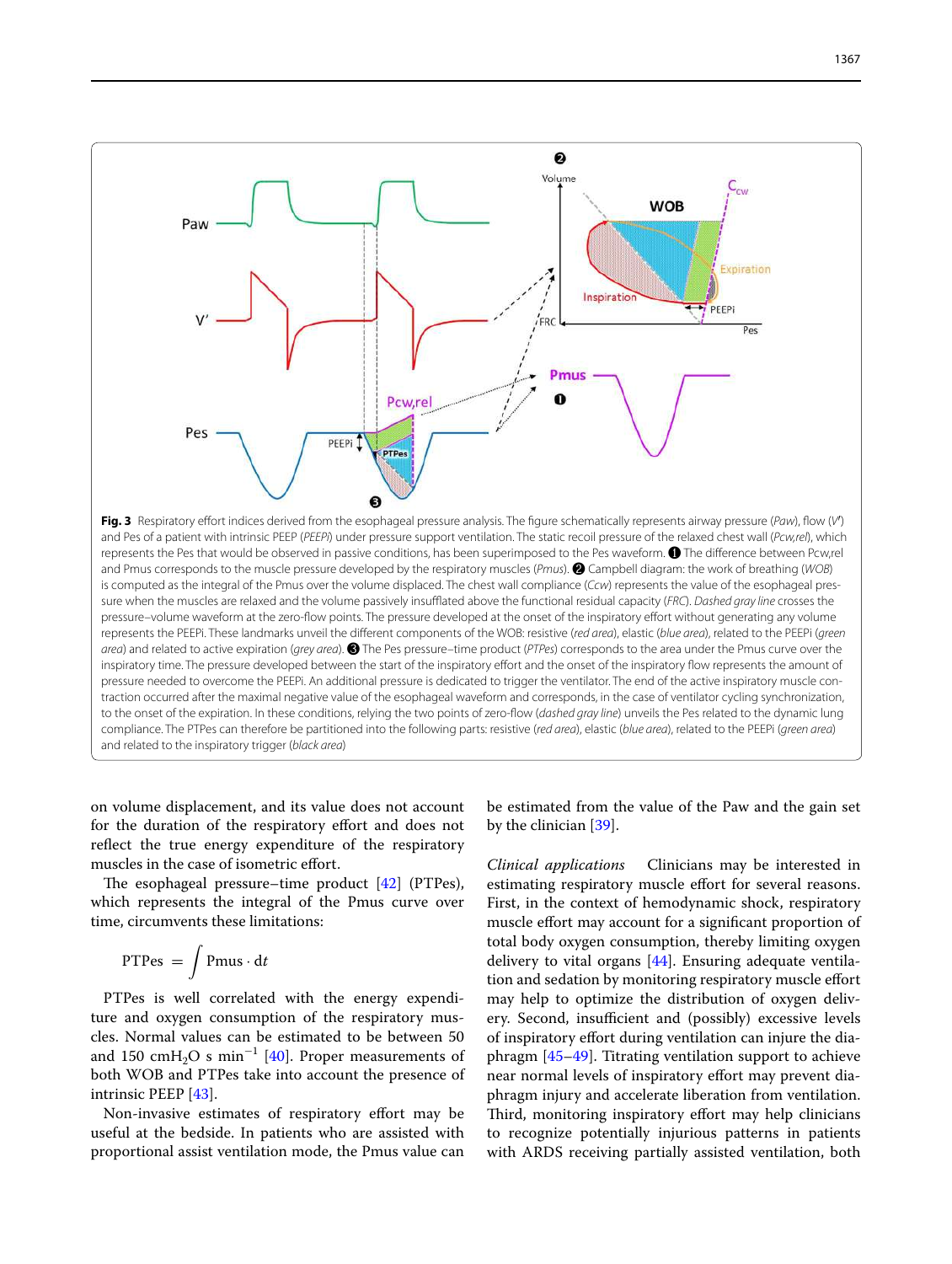Paw

V'

Pes

PEEPi

PTPes

Pcw,rel

Pmus

Volume

WOB

Ccw

Expiration

Inspiration

PEEPi

FRC

Pes

**Fig. 3** Respiratory effort indices derived from the esophageal pressure analysis. The figure schematically represents airway pressure (*Paw*), flow (*V'*) and Pes of a patient with intrinsic PEEP (*PEEPi*) under pressure support ventilation. The static recoil pressure of the relaxed chest wall (*Pcw,rel*), which represents the Pes that would be observed in passive conditions, has been superimposed to the Pes waveform. ❶ The difference between Pcw,rel and Pmus corresponds to the muscle pressure developed by the respiratory muscles (*Pmus*). ❷ Campbell diagram: the work of breathing (*WOB*) is computed as the integral of the Pmus over the volume displaced. The chest wall compliance (*Ccw*) represents the value of the esophageal pressure when the muscles are relaxed and the volume passively insufflated above the functional residual capacity (*FRC*). *Dashed gray line* crosses the pressure–volume waveform at the zero-flow points. The pressure developed at the onset of the inspiratory effort without generating any volume represents the PEEPi. These landmarks unveil the different components of the WOB: resistive (*red area*), elastic (*blue area*), related to the PEEPi (*green area*) and related to active expiration (*grey area*). ❸ The Pes pressure–time product (*PTPes*) corresponds to the area under the Pmus curve over the inspiratory time. The pressure developed between the start of the inspiratory effort and the onset of the inspiratory flow represents the amount of pressure needed to overcome the PEEPi. An additional pressure is dedicated to trigger the ventilator. The end of the active inspiratory muscle contraction occurred after the maximal negative value of the esophageal waveform and corresponds, in the case of ventilator cycling synchronization, to the onset of the expiration. In these conditions, relying the two points of zero-flow (*dashed gray line*) unveils the Pes related to the dynamic lung compliance. The PTPes can therefore be partitioned into the following parts: resistive (*red area*), elastic (*blue area*), related to the PEEPi (*green area*) and related to the inspiratory trigger (*black area*)

on volume displacement, and its value does not account for the duration of the respiratory effort and does not reflect the true energy expenditure of the respiratory muscles in the case of isometric effort.

The esophageal pressure–time product [42] (PTPes), which represents the integral of the Pmus curve over time, circumvents these limitations:

$$\text{PTPes} = \int \text{Pmus} \cdot \text{d}t$$

PTPes is well correlated with the energy expenditure and oxygen consumption of the respiratory muscles. Normal values can be estimated to be between 50 and 150 $\text{cmH}_2\text{O s min}^{-1}$ [40]. Proper measurements of both WOB and PTPes take into account the presence of intrinsic PEEP [43].

Non-invasive estimates of respiratory effort may be useful at the bedside. In patients who are assisted with proportional assist ventilation mode, the Pmus value can be estimated from the value of the Paw and the gain set by the clinician [39].

*Clinical applications* Clinicians may be interested in estimating respiratory muscle effort for several reasons. First, in the context of hemodynamic shock, respiratory muscle effort may account for a significant proportion of total body oxygen consumption, thereby limiting oxygen delivery to vital organs [44]. Ensuring adequate ventilation and sedation by monitoring respiratory muscle effort may help to optimize the distribution of oxygen delivery. Second, insufficient and (possibly) excessive levels of inspiratory effort during ventilation can injure the diaphragm [45–49]. Titrating ventilation support to achieve near normal levels of inspiratory effort may prevent diaphragm injury and accelerate liberation from ventilation. Third, monitoring inspiratory effort may help clinicians to recognize potentially injurious patterns in patients with ARDS receiving partially assisted ventilation, both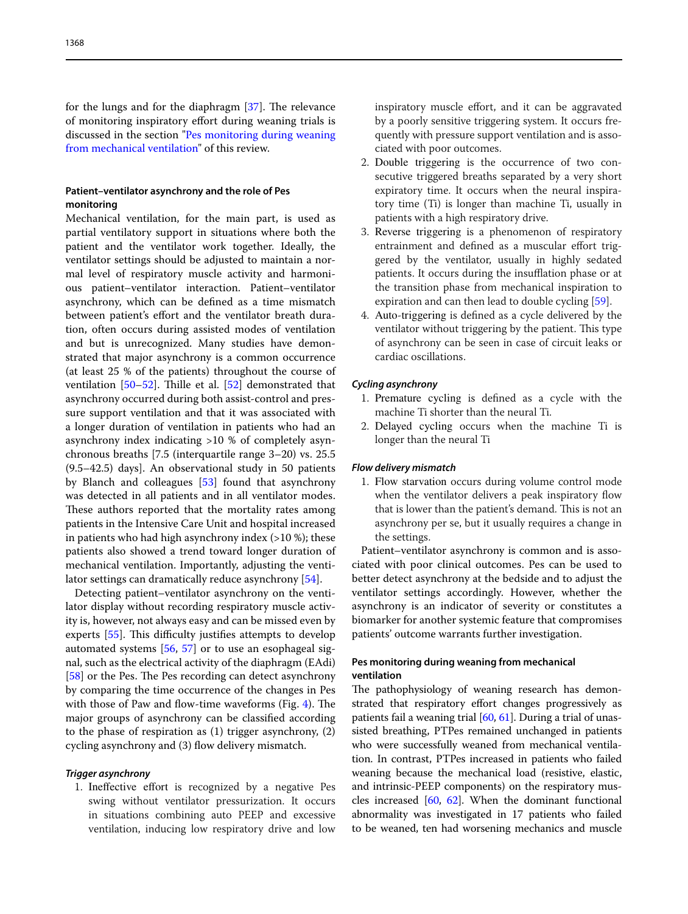for the lungs and for the diaphragm [37]. The relevance of monitoring inspiratory effort during weaning trials is discussed in the section "Pes monitoring during weaning from mechanical ventilation" of this review.

## Patient–ventilator asynchrony and the role of Pes monitoring

Mechanical ventilation, for the main part, is used as partial ventilatory support in situations where both the patient and the ventilator work together. Ideally, the ventilator settings should be adjusted to maintain a normal level of respiratory muscle activity and harmonious patient–ventilator interaction. Patient–ventilator asynchrony, which can be defined as a time mismatch between patient's effort and the ventilator breath duration, often occurs during assisted modes of ventilation and but is unrecognized. Many studies have demonstrated that major asynchrony is a common occurrence (at least 25 % of the patients) throughout the course of ventilation [50–52]. Thille et al. [52] demonstrated that asynchrony occurred during both assist-control and pressure support ventilation and that it was associated with a longer duration of ventilation in patients who had an asynchrony index indicating >10 % of completely asynchronous breaths [7.5 (interquartile range 3–20) vs. 25.5 (9.5–42.5) days]. An observational study in 50 patients by Blanch and colleagues [53] found that asynchrony was detected in all patients and in all ventilator modes. These authors reported that the mortality rates among patients in the Intensive Care Unit and hospital increased in patients who had high asynchrony index (>10 %); these patients also showed a trend toward longer duration of mechanical ventilation. Importantly, adjusting the ventilator settings can dramatically reduce asynchrony [54].

Detecting patient–ventilator asynchrony on the ventilator display without recording respiratory muscle activity is, however, not always easy and can be missed even by experts [55]. This difficulty justifies attempts to develop automated systems [56, 57] or to use an esophageal signal, such as the electrical activity of the diaphragm (EAdi) [58] or the Pes. The Pes recording can detect asynchrony by comparing the time occurrence of the changes in Pes with those of Paw and flow-time waveforms (Fig. 4). The major groups of asynchrony can be classified according to the phase of respiration as (1) trigger asynchrony, (2) cycling asynchrony and (3) flow delivery mismatch.

### *Trigger asynchrony*

1. Ineffective effort is recognized by a negative Pes swing without ventilator pressurization. It occurs in situations combining auto PEEP and excessive ventilation, inducing low respiratory drive and low inspiratory muscle effort, and it can be aggravated by a poorly sensitive triggering system. It occurs frequently with pressure support ventilation and is associated with poor outcomes.
2. Double triggering is the occurrence of two consecutive triggered breaths separated by a very short expiratory time. It occurs when the neural inspiratory time (Ti) is longer than machine Ti, usually in patients with a high respiratory drive.
3. Reverse triggering is a phenomenon of respiratory entrainment and defined as a muscular effort triggered by the ventilator, usually in highly sedated patients. It occurs during the insufflation phase or at the transition phase from mechanical inspiration to expiration and can then lead to double cycling [59].
4. Auto-triggering is defined as a cycle delivered by the ventilator without triggering by the patient. This type of asynchrony can be seen in case of circuit leaks or cardiac oscillations.

### *Cycling asynchrony*

1. Premature cycling is defined as a cycle with the machine Ti shorter than the neural Ti.
2. Delayed cycling occurs when the machine Ti is longer than the neural Ti

### *Flow delivery mismatch*

1. Flow starvation occurs during volume control mode when the ventilator delivers a peak inspiratory flow that is lower than the patient's demand. This is not an asynchrony per se, but it usually requires a change in the settings.

Patient–ventilator asynchrony is common and is associated with poor clinical outcomes. Pes can be used to better detect asynchrony at the bedside and to adjust the ventilator settings accordingly. However, whether the asynchrony is an indicator of severity or constitutes a biomarker for another systemic feature that compromises patients' outcome warrants further investigation.

## Pes monitoring during weaning from mechanical ventilation

The pathophysiology of weaning research has demonstrated that respiratory effort changes progressively as patients fail a weaning trial [60, 61]. During a trial of unassisted breathing, PTPes remained unchanged in patients who were successfully weaned from mechanical ventilation. In contrast, PTPes increased in patients who failed weaning because the mechanical load (resistive, elastic, and intrinsic-PEEP components) on the respiratory muscles increased [60, 62]. When the dominant functional abnormality was investigated in 17 patients who failed to be weaned, ten had worsening mechanics and muscle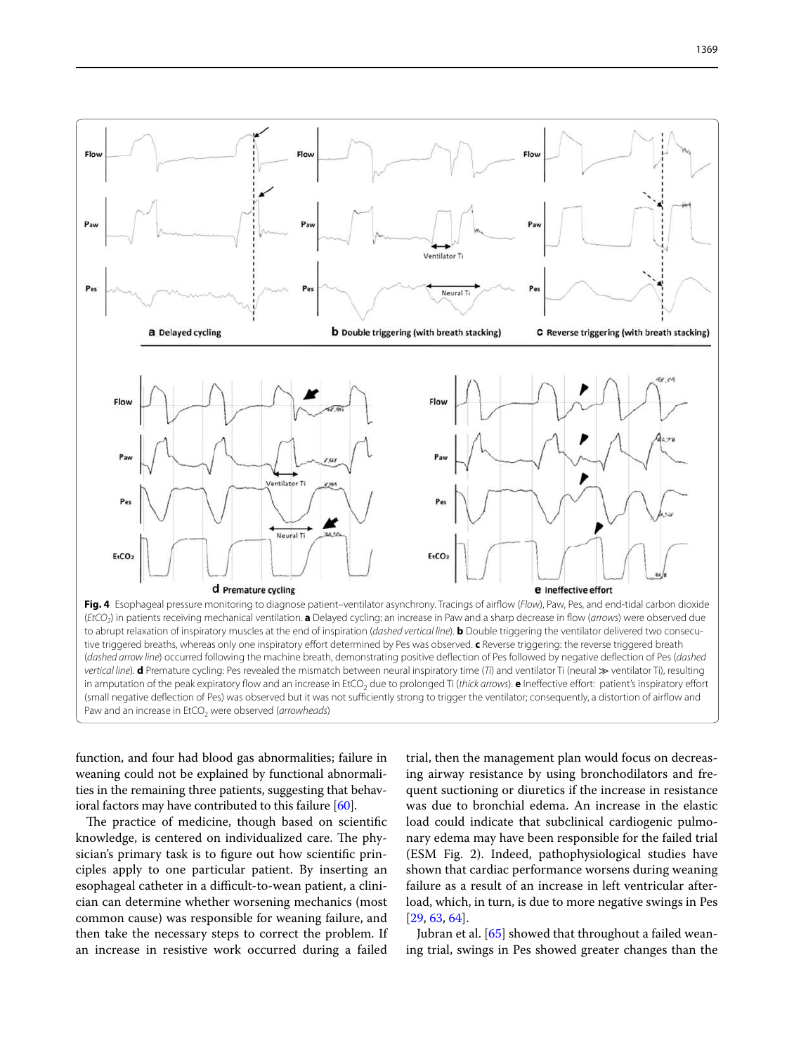Flow

Paw

Pes

a Delayed cycling

Flow

Paw

Ventilator Ti

Pes

Neural Ti

b Double triggering (with breath stacking)

Flow

Paw

Pes

c Reverse triggering (with breath stacking)

Flow

Paw

Ventilator Ti

Pes

Neural Ti

$EtCO_2$

d Premature cycling

Flow

Paw

Pes

$EtCO_2$

e Ineffective effort

**Fig. 4** Esophageal pressure monitoring to diagnose patient–ventilator asynchrony. Tracings of airflow (*Flow*), Paw, Pes, and end-tidal carbon dioxide (*$EtCO_2$*) in patients receiving mechanical ventilation. **a** Delayed cycling: an increase in Paw and a sharp decrease in flow (*arrows*) were observed due to abrupt relaxation of inspiratory muscles at the end of inspiration (*dashed vertical line*). **b** Double triggering the ventilator delivered two consecutive triggered breaths, whereas only one inspiratory effort determined by Pes was observed. **c** Reverse triggering: the reverse triggered breath (*dashed arrow line*) occurred following the machine breath, demonstrating positive deflection of Pes followed by negative deflection of Pes (*dashed vertical line*). **d** Premature cycling: Pes revealed the mismatch between neural inspiratory time (*Ti*) and ventilator Ti (neural ≫ ventilator Ti), resulting in amputation of the peak expiratory flow and an increase in $EtCO_2$ due to prolonged Ti (*thick arrows*). **e** Ineffective effort: patient's inspiratory effort (small negative deflection of Pes) was observed but it was not sufficiently strong to trigger the ventilator; consequently, a distortion of airflow and Paw and an increase in $EtCO_2$ were observed (*arrowheads*)

function, and four had blood gas abnormalities; failure in weaning could not be explained by functional abnormalities in the remaining three patients, suggesting that behavioral factors may have contributed to this failure [60].

The practice of medicine, though based on scientific knowledge, is centered on individualized care. The physician's primary task is to figure out how scientific principles apply to one particular patient. By inserting an esophageal catheter in a difficult-to-wean patient, a clinician can determine whether worsening mechanics (most common cause) was responsible for weaning failure, and then take the necessary steps to correct the problem. If an increase in resistive work occurred during a failed trial, then the management plan would focus on decreasing airway resistance by using bronchodilators and frequent suctioning or diuretics if the increase in resistance was due to bronchial edema. An increase in the elastic load could indicate that subclinical cardiogenic pulmonary edema may have been responsible for the failed trial (ESM Fig. 2). Indeed, pathophysiological studies have shown that cardiac performance worsens during weaning failure as a result of an increase in left ventricular afterload, which, in turn, is due to more negative swings in Pes [29, 63, 64].

Jubran et al. [65] showed that throughout a failed weaning trial, swings in Pes showed greater changes than the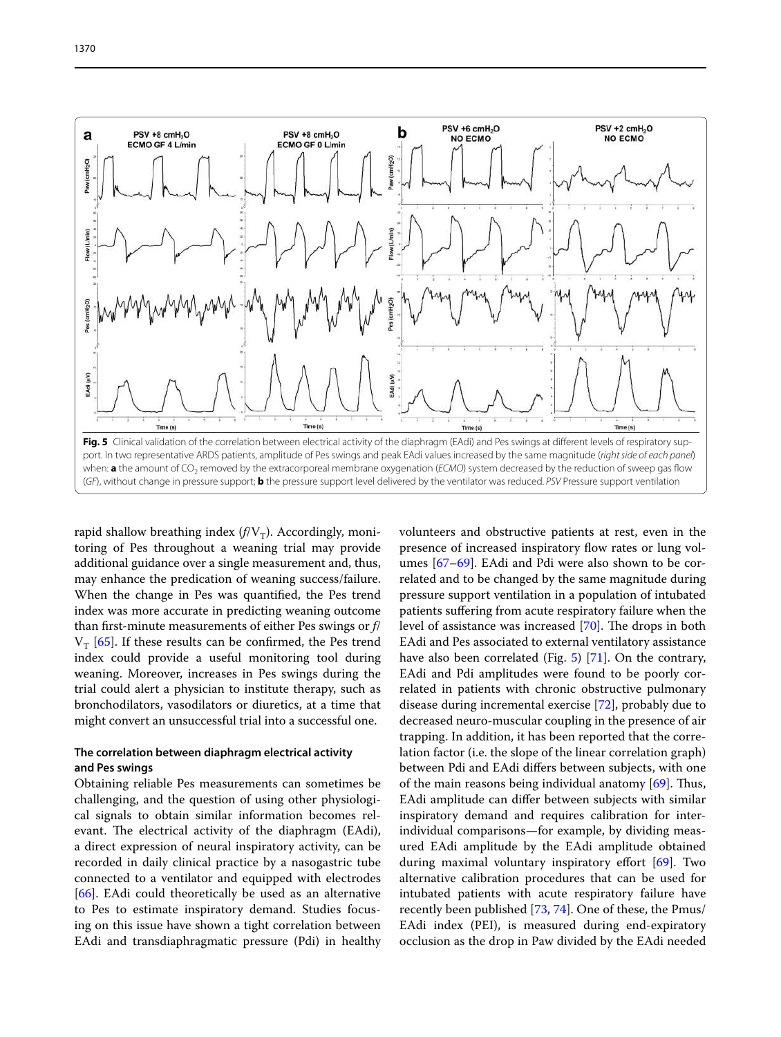a

PSV +8 cmH$_2$O
ECMO GF 4 L/min

PSV +8 cmH$_2$O
ECMO GF 0 L/min

b

PSV +6 cmH$_2$O
NO ECMO

PSV +2 cmH$_2$O
NO ECMO

Paw (cmH2O)

Flow (L/min)

Pes (cmH2O)

EAdi (μV)

Time (s)

**Fig. 5** Clinical validation of the correlation between electrical activity of the diaphragm (EAdi) and Pes swings at different levels of respiratory support. In two representative ARDS patients, amplitude of Pes swings and peak EAdi values increased by the same magnitude (*right side of each panel*) when: **a** the amount of $CO_2$ removed by the extracorporeal membrane oxygenation (*ECMO*) system decreased by the reduction of sweep gas flow (*GF*), without change in pressure support; **b** the pressure support level delivered by the ventilator was reduced. *PSV* Pressure support ventilation

rapid shallow breathing index ($f/V_T$). Accordingly, monitoring of Pes throughout a weaning trial may provide additional guidance over a single measurement and, thus, may enhance the predication of weaning success/failure. When the change in Pes was quantified, the Pes trend index was more accurate in predicting weaning outcome than first-minute measurements of either Pes swings or $f/V_T$ [65]. If these results can be confirmed, the Pes trend index could provide a useful monitoring tool during weaning. Moreover, increases in Pes swings during the trial could alert a physician to institute therapy, such as bronchodilators, vasodilators or diuretics, at a time that might convert an unsuccessful trial into a successful one.

### The correlation between diaphragm electrical activity and Pes swings

Obtaining reliable Pes measurements can sometimes be challenging, and the question of using other physiological signals to obtain similar information becomes relevant. The electrical activity of the diaphragm (EAdi), a direct expression of neural inspiratory activity, can be recorded in daily clinical practice by a nasogastric tube connected to a ventilator and equipped with electrodes [66]. EAdi could theoretically be used as an alternative to Pes to estimate inspiratory demand. Studies focusing on this issue have shown a tight correlation between EAdi and transdiaphragmatic pressure (Pdi) in healthy volunteers and obstructive patients at rest, even in the presence of increased inspiratory flow rates or lung volumes [67–69]. EAdi and Pdi were also shown to be correlated and to be changed by the same magnitude during pressure support ventilation in a population of intubated patients suffering from acute respiratory failure when the level of assistance was increased [70]. The drops in both EAdi and Pes associated to external ventilatory assistance have also been correlated (Fig. 5) [71]. On the contrary, EAdi and Pdi amplitudes were found to be poorly correlated in patients with chronic obstructive pulmonary disease during incremental exercise [72], probably due to decreased neuro-muscular coupling in the presence of air trapping. In addition, it has been reported that the correlation factor (i.e. the slope of the linear correlation graph) between Pdi and EAdi differs between subjects, with one of the main reasons being individual anatomy [69]. Thus, EAdi amplitude can differ between subjects with similar inspiratory demand and requires calibration for inter-individual comparisons—for example, by dividing measured EAdi amplitude by the EAdi amplitude obtained during maximal voluntary inspiratory effort [69]. Two alternative calibration procedures that can be used for intubated patients with acute respiratory failure have recently been published [73, 74]. One of these, the Pmus/EAdi index (PEI), is measured during end-expiratory occlusion as the drop in Paw divided by the EAdi needed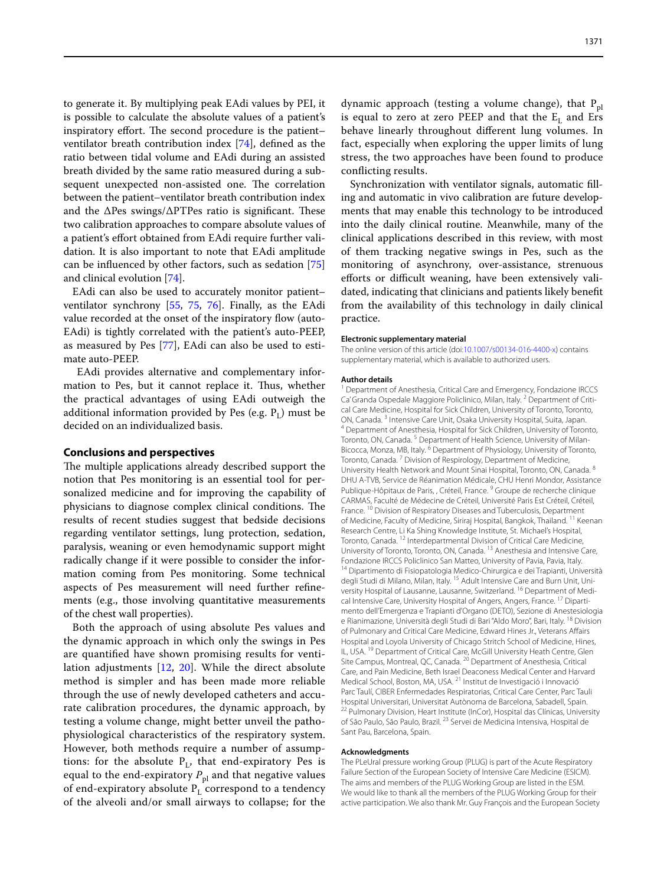to generate it. By multiplying peak EAdi values by PEI, it is possible to calculate the absolute values of a patient's inspiratory effort. The second procedure is the patient–ventilator breath contribution index [74], defined as the ratio between tidal volume and EAdi during an assisted breath divided by the same ratio measured during a subsequent unexpected non-assisted one. The correlation between the patient–ventilator breath contribution index and the ΔPes swings/ΔPTPes ratio is significant. These two calibration approaches to compare absolute values of a patient's effort obtained from EAdi require further validation. It is also important to note that EAdi amplitude can be influenced by other factors, such as sedation [75] and clinical evolution [74].

EAdi can also be used to accurately monitor patient–ventilator synchrony [55, 75, 76]. Finally, as the EAdi value recorded at the onset of the inspiratory flow (auto-EAdi) is tightly correlated with the patient's auto-PEEP, as measured by Pes [77], EAdi can also be used to estimate auto-PEEP.

EAdi provides alternative and complementary information to Pes, but it cannot replace it. Thus, whether the practical advantages of using EAdi outweigh the additional information provided by Pes (e.g. $P_L$) must be decided on an individualized basis.

## Conclusions and perspectives

The multiple applications already described support the notion that Pes monitoring is an essential tool for personalized medicine and for improving the capability of physicians to diagnose complex clinical conditions. The results of recent studies suggest that bedside decisions regarding ventilator settings, lung protection, sedation, paralysis, weaning or even hemodynamic support might radically change if it were possible to consider the information coming from Pes monitoring. Some technical aspects of Pes measurement will need further refinements (e.g., those involving quantitative measurements of the chest wall properties).

Both the approach of using absolute Pes values and the dynamic approach in which only the swings in Pes are quantified have shown promising results for ventilation adjustments [12, 20]. While the direct absolute method is simpler and has been made more reliable through the use of newly developed catheters and accurate calibration procedures, the dynamic approach, by testing a volume change, might better unveil the pathophysiological characteristics of the respiratory system. However, both methods require a number of assumptions: for the absolute $P_L$, that end-expiratory Pes is equal to the end-expiratory $P_{pl}$ and that negative values of end-expiratory absolute $P_L$ correspond to a tendency of the alveoli and/or small airways to collapse; for the dynamic approach (testing a volume change), that $P_{pl}$ is equal to zero at zero PEEP and that the $E_L$ and Ers behave linearly throughout different lung volumes. In fact, especially when exploring the upper limits of lung stress, the two approaches have been found to produce conflicting results.

Synchronization with ventilator signals, automatic filling and automatic in vivo calibration are future developments that may enable this technology to be introduced into the daily clinical routine. Meanwhile, many of the clinical applications described in this review, with most of them tracking negative swings in Pes, such as the monitoring of asynchrony, over-assistance, strenuous efforts or difficult weaning, have been extensively validated, indicating that clinicians and patients likely benefit from the availability of this technology in daily clinical practice.

#### Electronic supplementary material

The online version of this article (doi:10.1007/s00134-016-4400-x) contains supplementary material, which is available to authorized users.

#### Author details

[1] Department of Anesthesia, Critical Care and Emergency, Fondazione IRCCS Ca' Granda Ospedale Maggiore Policlinico, Milan, Italy. [2] Department of Critical Care Medicine, Hospital for Sick Children, University of Toronto, Toronto, ON, Canada. [3] Intensive Care Unit, Osaka University Hospital, Suita, Japan. [4] Department of Anesthesia, Hospital for Sick Children, University of Toronto, Toronto, ON, Canada. [5] Department of Health Science, University of Milan-Bicocca, Monza, MB, Italy. [6] Department of Physiology, University of Toronto, Toronto, Canada. [7] Division of Respirology, Department of Medicine, University Health Network and Mount Sinai Hospital, Toronto, ON, Canada. [8] DHU A-TVB, Service de Réanimation Médicale, CHU Henri Mondor, Assistance Publique-Hôpitaux de Paris, , Créteil, France. [9] Groupe de recherche clinique CARMAS, Faculté de Médecine de Créteil, Université Paris Est Créteil, Créteil, France. [10] Division of Respiratory Diseases and Tuberculosis, Department of Medicine, Faculty of Medicine, Siriraj Hospital, Bangkok, Thailand. [11] Keenan Research Centre, Li Ka Shing Knowledge Institute, St. Michael's Hospital, Toronto, Canada. [12] Interdepartmental Division of Critical Care Medicine, University of Toronto, Toronto, ON, Canada. [13] Anesthesia and Intensive Care, Fondazione IRCCS Policlinico San Matteo, University of Pavia, Pavia, Italy. [14] Dipartimento di Fisiopatologia Medico-Chirurgica e dei Trapianti, Università degli Studi di Milano, Milan, Italy. [15] Adult Intensive Care and Burn Unit, University Hospital of Lausanne, Lausanne, Switzerland. [16] Department of Medical Intensive Care, University Hospital of Angers, Angers, France. [17] Dipartimento dell'Emergenza e Trapianti d'Organo (DETO), Sezione di Anestesiologia e Rianimazione, Università degli Studi di Bari "Aldo Moro", Bari, Italy. [18] Division of Pulmonary and Critical Care Medicine, Edward Hines Jr., Veterans Affairs Hospital and Loyola University of Chicago Stritch School of Medicine, Hines, IL, USA. [19] Department of Critical Care, McGill University Heath Centre, Glen Site Campus, Montreal, QC, Canada. [20] Department of Anesthesia, Critical Care, and Pain Medicine, Beth Israel Deaconess Medical Center and Harvard Medical School, Boston, MA, USA. [21] Institut de Investigació i Innovació Parc Taulí, CIBER Enfermedades Respiratorias, Critical Care Center, Parc Tauli Hospital Universitari, Universitat Autònoma de Barcelona, Sabadell, Spain. [22] Pulmonary Division, Heart Institute (InCor), Hospital das Clínicas, University of São Paulo, São Paulo, Brazil. [23] Servei de Medicina Intensiva, Hospital de Sant Pau, Barcelona, Spain.

#### Acknowledgments

The PLeUral pressure working Group (PLUG) is part of the Acute Respiratory Failure Section of the European Society of Intensive Care Medicine (ESICM). The aims and members of the PLUG Working Group are listed in the ESM. We would like to thank all the members of the PLUG Working Group for their active participation. We also thank Mr. Guy François and the European Society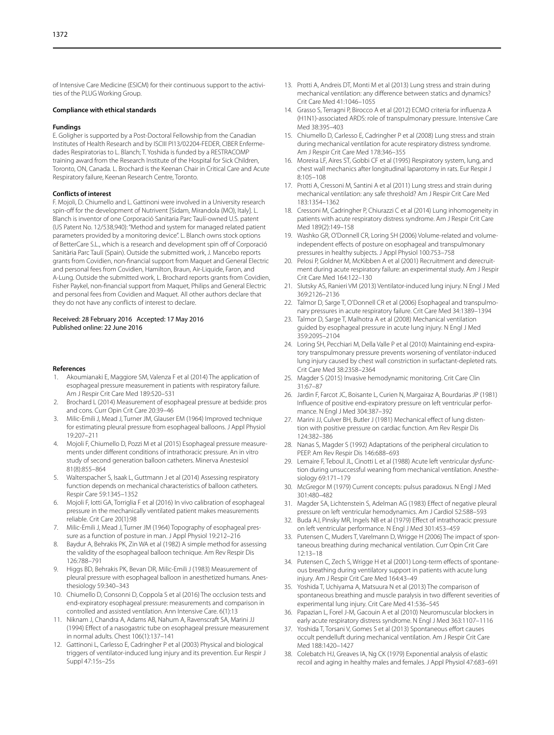of Intensive Care Medicine (ESICM) for their continuous support to the activities of the PLUG Working Group.

#### Compliance with ethical standards

#### Fundings

E. Goligher is supported by a Post-Doctoral Fellowship from the Canadian Institutes of Health Research and by ISCIII PI13/02204-FEDER, CIBER Enfermedades Respiratorias to L. Blanch; T. Yoshida is funded by a RESTRACOMP training award from the Research Institute of the Hospital for Sick Children, Toronto, ON, Canada. L. Brochard is the Keenan Chair in Critical Care and Acute Respiratory failure, Keenan Research Centre, Toronto.

#### Conflicts of interest

F. Mojoli, D. Chiumello and L. Gattinoni were involved in a University research spin-off for the development of Nutrivent [Sidam, Mirandola (MO), Italy]. L. Blanch is inventor of one Corporació Sanitaria Parc Taulí-owned U.S. patent (US Patent No. 12/538,940): "Method and system for managed related patient parameters provided by a monitoring device". L. Blanch owns stock options of BetterCare S.L., which is a research and development spin off of Corporació Sanitària Parc Taulí (Spain). Outside the submitted work, J. Mancebo reports grants from Covidien, non-financial support from Maquet and General Electric and personal fees from Covidien, Hamilton, Braun, Air-Liquide, Faron, and A-Lung. Outside the submitted work, L. Brochard reports grants from Covidien, Fisher Paykel, non-financial support from Maquet, Philips and General Electric and personal fees from Covidien and Maquet. All other authors declare that they do not have any conflicts of interest to declare.

Received: 28 February 2016 Accepted: 17 May 2016
Published online: 22 June 2016

#### References

1. Akoumianaki E, Maggiore SM, Valenza F et al (2014) The application of esophageal pressure measurement in patients with respiratory failure. Am J Respir Crit Care Med 189:520–531
2. Brochard L (2014) Measurement of esophageal pressure at bedside: pros and cons. Curr Opin Crit Care 20:39–46
3. Milic-Emili J, Mead J, Turner JM, Glauser EM (1964) Improved technique for estimating pleural pressure from esophageal balloons. J Appl Physiol 19:207–211
4. Mojoli F, Chiumello D, Pozzi M et al (2015) Esophageal pressure measurements under different conditions of intrathoracic pressure. An in vitro study of second generation balloon catheters. Minerva Anestesiol 81(8):855–864
5. Walterspacher S, Isaak L, Guttmann J et al (2014) Assessing respiratory function depends on mechanical characteristics of balloon catheters. Respir Care 59:1345–1352
6. Mojoli F, Iotti GA, Torriglia F et al (2016) In vivo calibration of esophageal pressure in the mechanically ventilated patient makes measurements reliable. Crit Care 20(1):98
7. Milic-Emili J, Mead J, Turner JM (1964) Topography of esophageal pressure as a function of posture in man. J Appl Physiol 19:212–216
8. Baydur A, Behrakis PK, Zin WA et al (1982) A simple method for assessing the validity of the esophageal balloon technique. Am Rev Respir Dis 126:788–791
9. Higgs BD, Behrakis PK, Bevan DR, Milic-Emili J (1983) Measurement of pleural pressure with esophageal balloon in anesthetized humans. Anesthesiology 59:340–343
10. Chiumello D, Consonni D, Coppola S et al (2016) The occlusion tests and end-expiratory esophageal pressure: measurements and comparison in controlled and assisted ventilation. Ann Intensive Care. 6(1):13
11. Niknam J, Chandra A, Adams AB, Nahum A, Ravenscraft SA, Marini JJ (1994) Effect of a nasogastric tube on esophageal pressure measurement in normal adults. Chest 106(1):137–141
12. Gattinoni L, Carlesso E, Cadringher P et al (2003) Physical and biological triggers of ventilator-induced lung injury and its prevention. Eur Respir J Suppl 47:15s–25s
13. Protti A, Andreis DT, Monti M et al (2013) Lung stress and strain during mechanical ventilation: any difference between statics and dynamics? Crit Care Med 41:1046–1055
14. Grasso S, Terragni P, Birocco A et al (2012) ECMO criteria for influenza A (H1N1)-associated ARDS: role of transpulmonary pressure. Intensive Care Med 38:395–403
15. Chiumello D, Carlesso E, Cadringher P et al (2008) Lung stress and strain during mechanical ventilation for acute respiratory distress syndrome. Am J Respir Crit Care Med 178:346–355
16. Moreira LF, Aires ST, Gobbi CF et al (1995) Respiratory system, lung, and chest wall mechanics after longitudinal laparotomy in rats. Eur Respir J 8:105–108
17. Protti A, Cressoni M, Santini A et al (2011) Lung stress and strain during mechanical ventilation: any safe threshold? Am J Respir Crit Care Med 183:1354–1362
18. Cressoni M, Cadringher P, Chiurazzi C et al (2014) Lung inhomogeneity in patients with acute respiratory distress syndrome. Am J Respir Crit Care Med 189(2):149–158
19. Washko GR, O'Donnell CR, Loring SH (2006) Volume-related and volume-independent effects of posture on esophageal and transpulmonary pressures in healthy subjects. J Appl Physiol 100:753–758
20. Pelosi P, Goldner M, McKibben A et al (2001) Recruitment and derecruitment during acute respiratory failure: an experimental study. Am J Respir Crit Care Med 164:122–130
21. Slutsky AS, Ranieri VM (2013) Ventilator-induced lung injury. N Engl J Med 369:2126–2136
22. Talmor D, Sarge T, O'Donnell CR et al (2006) Esophageal and transpulmonary pressures in acute respiratory failure. Crit Care Med 34:1389–1394
23. Talmor D, Sarge T, Malhotra A et al (2008) Mechanical ventilation guided by esophageal pressure in acute lung injury. N Engl J Med 359:2095–2104
24. Loring SH, Pecchiari M, Della Valle P et al (2010) Maintaining end-expiratory transpulmonary pressure prevents worsening of ventilator-induced lung injury caused by chest wall constriction in surfactant-depleted rats. Crit Care Med 38:2358–2364
25. Magder S (2015) Invasive hemodynamic monitoring. Crit Care Clin 31:67–87
26. Jardin F, Farcot JC, Boisante L, Curien N, Margairaz A, Bourdarias JP (1981) Influence of positive end-expiratory pressure on left ventricular performance. N Engl J Med 304:387–392
27. Marini JJ, Culver BH, Butler J (1981) Mechanical effect of lung distention with positive pressure on cardiac function. Am Rev Respir Dis 124:382–386
28. Nanas S, Magder S (1992) Adaptations of the peripheral circulation to PEEP. Am Rev Respir Dis 146:688–693
29. Lemaire F, Teboul JL, Cinotti L et al (1988) Acute left ventricular dysfunction during unsuccessful weaning from mechanical ventilation. Anesthesiology 69:171–179
30. McGregor M (1979) Current concepts: pulsus paradoxus. N Engl J Med 301:480–482
31. Magder SA, Lichtenstein S, Adelman AG (1983) Effect of negative pleural pressure on left ventricular hemodynamics. Am J Cardiol 52:588–593
32. Buda AJ, Pinsky MR, Ingels NB et al (1979) Effect of intrathoracic pressure on left ventricular performance. N Engl J Med 301:453–459
33. Putensen C, Muders T, Varelmann D, Wrigge H (2006) The impact of spontaneous breathing during mechanical ventilation. Curr Opin Crit Care 12:13–18
34. Putensen C, Zech S, Wrigge H et al (2001) Long-term effects of spontaneous breathing during ventilatory support in patients with acute lung injury. Am J Respir Crit Care Med 164:43–49
35. Yoshida T, Uchiyama A, Matsuura N et al (2013) The comparison of spontaneous breathing and muscle paralysis in two different severities of experimental lung injury. Crit Care Med 41:536–545
36. Papazian L, Forel J-M, Gacouin A et al (2010) Neuromuscular blockers in early acute respiratory distress syndrome. N Engl J Med 363:1107–1116
37. Yoshida T, Torsani V, Gomes S et al (2013) Spontaneous effort causes occult pendelluft during mechanical ventilation. Am J Respir Crit Care Med 188:1420–1427
38. Colebatch HJ, Greaves IA, Ng CK (1979) Exponential analysis of elastic recoil and aging in healthy males and females. J Appl Physiol 47:683–691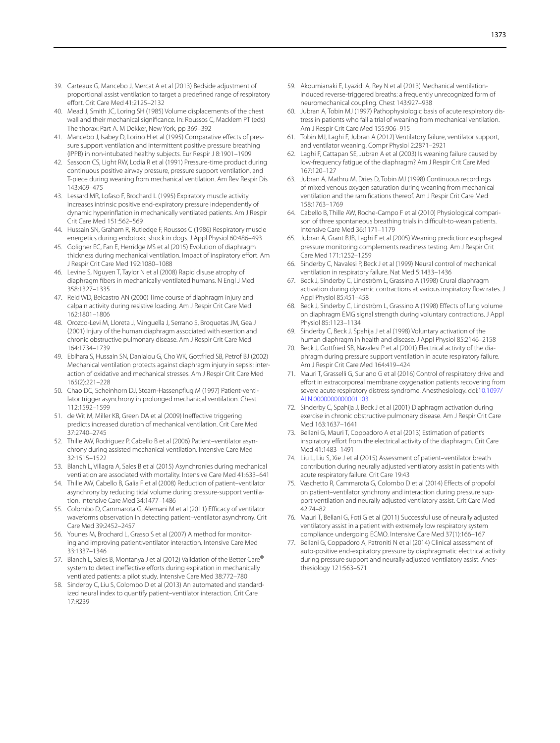39. Carteaux G, Mancebo J, Mercat A et al (2013) Bedside adjustment of proportional assist ventilation to target a predefined range of respiratory effort. Crit Care Med 41:2125–2132
40. Mead J, Smith JC, Loring SH (1985) Volume displacements of the chest wall and their mechanical significance. In: Roussos C, Macklem PT (eds) The thorax: Part A. M Dekker, New York, pp 369–392
41. Mancebo J, Isabey D, Lorino H et al (1995) Comparative effects of pressure support ventilation and intermittent positive pressure breathing (IPPB) in non-intubated healthy subjects. Eur Respir J 8:1901–1909
42. Sassoon CS, Light RW, Lodia R et al (1991) Pressure-time product during continuous positive airway pressure, pressure support ventilation, and T-piece during weaning from mechanical ventilation. Am Rev Respir Dis 143:469–475
43. Lessard MR, Lofaso F, Brochard L (1995) Expiratory muscle activity increases intrinsic positive end-expiratory pressure independently of dynamic hyperinflation in mechanically ventilated patients. Am J Respir Crit Care Med 151:562–569
44. Hussain SN, Graham R, Rutledge F, Roussos C (1986) Respiratory muscle energetics during endotoxic shock in dogs. J Appl Physiol 60:486–493
45. Goligher EC, Fan E, Herridge MS et al (2015) Evolution of diaphragm thickness during mechanical ventilation. Impact of inspiratory effort. Am J Respir Crit Care Med 192:1080–1088
46. Levine S, Nguyen T, Taylor N et al (2008) Rapid disuse atrophy of diaphragm fibers in mechanically ventilated humans. N Engl J Med 358:1327–1335
47. Reid WD, Belcastro AN (2000) Time course of diaphragm injury and calpain activity during resistive loading. Am J Respir Crit Care Med 162:1801–1806
48. Orozco-Levi M, Lloreta J, Minguella J, Serrano S, Broquetas JM, Gea J (2001) Injury of the human diaphragm associated with exertion and chronic obstructive pulmonary disease. Am J Respir Crit Care Med 164:1734–1739
49. Ebihara S, Hussain SN, Danialou G, Cho WK, Gottfried SB, Petrof BJ (2002) Mechanical ventilation protects against diaphragm injury in sepsis: interaction of oxidative and mechanical stresses. Am J Respir Crit Care Med 165(2):221–228
50. Chao DC, Scheinhorn DJ, Stearn-Hassenpflug M (1997) Patient-ventilator trigger asynchrony in prolonged mechanical ventilation. Chest 112:1592–1599
51. de Wit M, Miller KB, Green DA et al (2009) Ineffective triggering predicts increased duration of mechanical ventilation. Crit Care Med 37:2740–2745
52. Thille AW, Rodriguez P, Cabello B et al (2006) Patient–ventilator asynchrony during assisted mechanical ventilation. Intensive Care Med 32:1515–1522
53. Blanch L, Villagra A, Sales B et al (2015) Asynchronies during mechanical ventilation are associated with mortality. Intensive Care Med 41:633–641
54. Thille AW, Cabello B, Galia F et al (2008) Reduction of patient–ventilator asynchrony by reducing tidal volume during pressure-support ventilation. Intensive Care Med 34:1477–1486
55. Colombo D, Cammarota G, Alemani M et al (2011) Efficacy of ventilator waveforms observation in detecting patient–ventilator asynchrony. Crit Care Med 39:2452–2457
56. Younes M, Brochard L, Grasso S et al (2007) A method for monitoring and improving patient:ventilator interaction. Intensive Care Med 33:1337–1346
57. Blanch L, Sales B, Montanya J et al (2012) Validation of the Better Care® system to detect ineffective efforts during expiration in mechanically ventilated patients: a pilot study. Intensive Care Med 38:772–780
58. Sinderby C, Liu S, Colombo D et al (2013) An automated and standardized neural index to quantify patient–ventilator interaction. Crit Care 17:R239
59. Akoumianaki E, Lyazidi A, Rey N et al (2013) Mechanical ventilation-induced reverse-triggered breaths: a frequently unrecognized form of neuromechanical coupling. Chest 143:927–938
60. Jubran A, Tobin MJ (1997) Pathophysiologic basis of acute respiratory distress in patients who fail a trial of weaning from mechanical ventilation. Am J Respir Crit Care Med 155:906–915
61. Tobin MJ, Laghi F, Jubran A (2012) Ventilatory failure, ventilator support, and ventilator weaning. Compr Physiol 2:2871–2921
62. Laghi F, Cattapan SE, Jubran A et al (2003) Is weaning failure caused by low-frequency fatigue of the diaphragm? Am J Respir Crit Care Med 167:120–127
63. Jubran A, Mathru M, Dries D, Tobin MJ (1998) Continuous recordings of mixed venous oxygen saturation during weaning from mechanical ventilation and the ramifications thereof. Am J Respir Crit Care Med 158:1763–1769
64. Cabello B, Thille AW, Roche-Campo F et al (2010) Physiological comparison of three spontaneous breathing trials in difficult-to-wean patients. Intensive Care Med 36:1171–1179
65. Jubran A, Grant BJB, Laghi F et al (2005) Weaning prediction: esophageal pressure monitoring complements readiness testing. Am J Respir Crit Care Med 171:1252–1259
66. Sinderby C, Navalesi P, Beck J et al (1999) Neural control of mechanical ventilation in respiratory failure. Nat Med 5:1433–1436
67. Beck J, Sinderby C, Lindström L, Grassino A (1998) Crural diaphragm activation during dynamic contractions at various inspiratory flow rates. J Appl Physiol 85:451–458
68. Beck J, Sinderby C, Lindström L, Grassino A (1998) Effects of lung volume on diaphragm EMG signal strength during voluntary contractions. J Appl Physiol 85:1123–1134
69. Sinderby C, Beck J, Spahija J et al (1998) Voluntary activation of the human diaphragm in health and disease. J Appl Physiol 85:2146–2158
70. Beck J, Gottfried SB, Navalesi P et al (2001) Electrical activity of the diaphragm during pressure support ventilation in acute respiratory failure. Am J Respir Crit Care Med 164:419–424
71. Mauri T, Grasselli G, Suriano G et al (2016) Control of respiratory drive and effort in extracorporeal membrane oxygenation patients recovering from severe acute respiratory distress syndrome. Anesthesiology. doi:10.1097/ALN.0000000000001103
72. Sinderby C, Spahija J, Beck J et al (2001) Diaphragm activation during exercise in chronic obstructive pulmonary disease. Am J Respir Crit Care Med 163:1637–1641
73. Bellani G, Mauri T, Coppadoro A et al (2013) Estimation of patient's inspiratory effort from the electrical activity of the diaphragm. Crit Care Med 41:1483–1491
74. Liu L, Liu S, Xie J et al (2015) Assessment of patient–ventilator breath contribution during neurally adjusted ventilatory assist in patients with acute respiratory failure. Crit Care 19:43
75. Vaschetto R, Cammarota G, Colombo D et al (2014) Effects of propofol on patient–ventilator synchrony and interaction during pressure support ventilation and neurally adjusted ventilatory assist. Crit Care Med 42:74–82
76. Mauri T, Bellani G, Foti G et al (2011) Successful use of neurally adjusted ventilatory assist in a patient with extremely low respiratory system compliance undergoing ECMO. Intensive Care Med 37(1):166–167
77. Bellani G, Coppadoro A, Patroniti N et al (2014) Clinical assessment of auto-positive end-expiratory pressure by diaphragmatic electrical activity during pressure support and neurally adjusted ventilatory assist. Anesthesiology 121:563–571